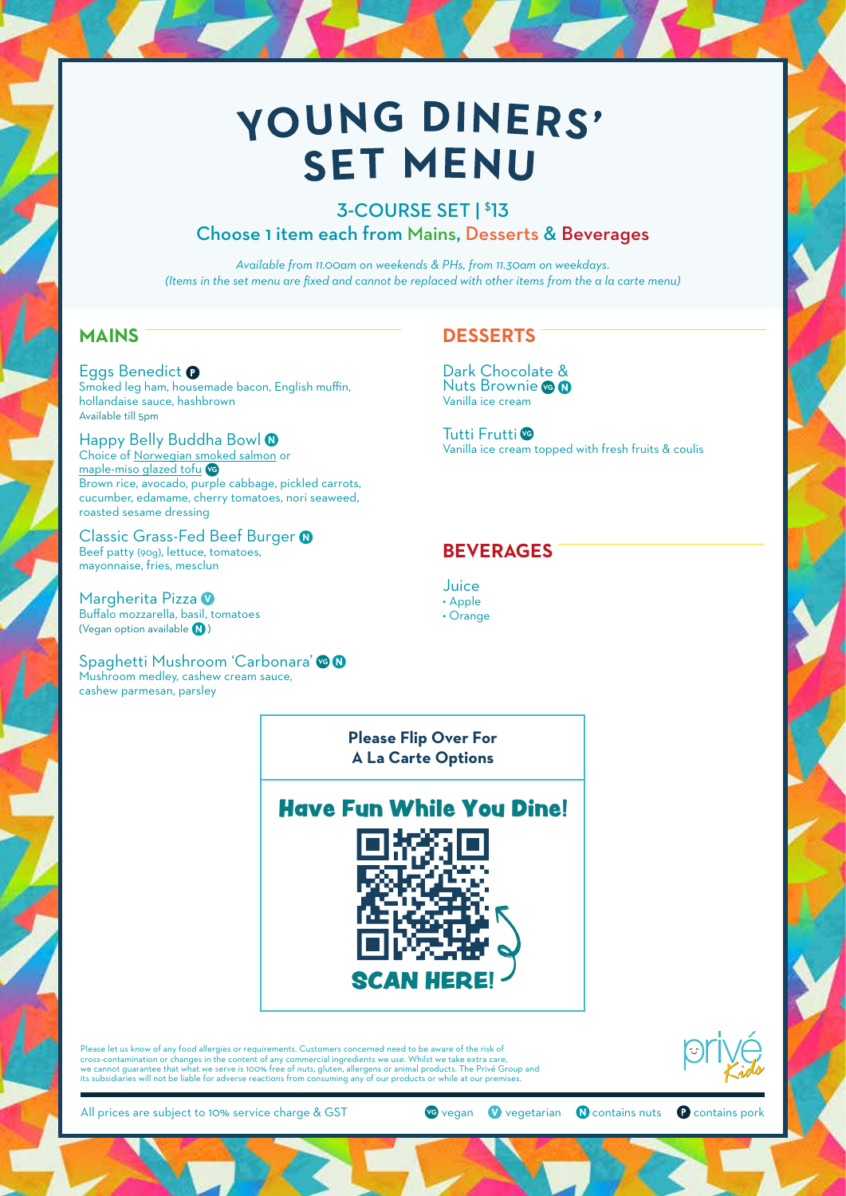# YOUNG DINERS' SET MENU

## 3-COURSE SET | $13

Choose 1 item each from Mains, Desserts & Beverages

*Available from 11.00am on weekends & PHs, from 11.30am on weekdays.*
*(Items in the set menu are fixed and cannot be replaced with other items from the a la carte menu)*

## MAINS

**Eggs Benedict** (P)
Smoked leg ham, housemade bacon, English muffin, hollandaise sauce, hashbrown
Available till 5pm

**Happy Belly Buddha Bowl** (N)
Choice of Norwegian smoked salmon or maple-miso glazed tofu (VG)
Brown rice, avocado, purple cabbage, pickled carrots, cucumber, edamame, cherry tomatoes, nori seaweed, roasted sesame dressing

**Classic Grass-Fed Beef Burger** (N)
Beef patty (90g), lettuce, tomatoes, mayonnaise, fries, mesclun

**Margherita Pizza** (V)
Buffalo mozzarella, basil, tomatoes
(Vegan option available (N))

**Spaghetti Mushroom 'Carbonara'** (VG) (N)
Mushroom medley, cashew cream sauce, cashew parmesan, parsley

## DESSERTS

**Dark Chocolate & Nuts Brownie** (VG) (N)
Vanilla ice cream

**Tutti Frutti** (VG)
Vanilla ice cream topped with fresh fruits & coulis

## BEVERAGES

**Juice**
- Apple
- Orange

**Please Flip Over For A La Carte Options**

**Have Fun While You Dine!**

SCAN HERE!

Please let us know of any food allergies or requirements. Customers concerned need to be aware of the risk of cross-contamination or changes in the content of any commercial ingredients we use. Whilst we take extra care, we cannot guarantee that what we serve is 100% free of nuts, gluten, allergens or animal products. The Privé Group and its subsidiaries will not be liable for adverse reactions from consuming any of our products or while at our premises.

privé Kids

All prices are subject to 10% service charge & GST

(VG) vegan (V) vegetarian (N) contains nuts (P) contains pork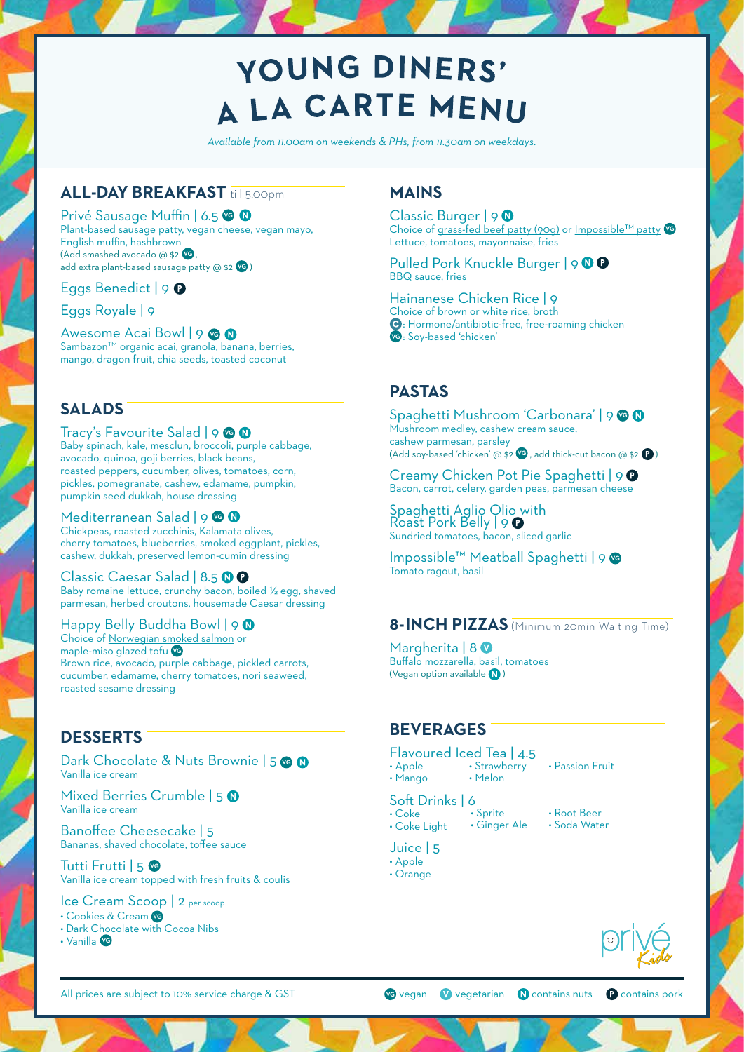# YOUNG DINERS' A LA CARTE MENU

*Available from 11.00am on weekends & PHs, from 11.30am on weekdays.*

## ALL-DAY BREAKFAST till 5.00pm

**Privé Sausage Muffin | 6.5** VG N
Plant-based sausage patty, vegan cheese, vegan mayo, English muffin, hashbrown
(Add smashed avocado @ $2 VG, add extra plant-based sausage patty @ $2 VG)

**Eggs Benedict | 9** P

**Eggs Royale | 9**

**Awesome Acai Bowl | 9** VG N
Sambazon™ organic acai, granola, banana, berries, mango, dragon fruit, chia seeds, toasted coconut

## SALADS

**Tracy's Favourite Salad | 9** VG N
Baby spinach, kale, mesclun, broccoli, purple cabbage, avocado, quinoa, goji berries, black beans, roasted peppers, cucumber, olives, tomatoes, corn, pickles, pomegranate, cashew, edamame, pumpkin, pumpkin seed dukkah, house dressing

**Mediterranean Salad | 9** VG N
Chickpeas, roasted zucchinis, Kalamata olives, cherry tomatoes, blueberries, smoked eggplant, pickles, cashew, dukkah, preserved lemon-cumin dressing

**Classic Caesar Salad | 8.5** N P
Baby romaine lettuce, crunchy bacon, boiled ½ egg, shaved parmesan, herbed croutons, housemade Caesar dressing

**Happy Belly Buddha Bowl | 9** N
Choice of Norwegian smoked salmon or maple-miso glazed tofu VG
Brown rice, avocado, purple cabbage, pickled carrots, cucumber, edamame, cherry tomatoes, nori seaweed, roasted sesame dressing

## DESSERTS

**Dark Chocolate & Nuts Brownie | 5** VG N
Vanilla ice cream

**Mixed Berries Crumble | 5** N
Vanilla ice cream

**Banoffee Cheesecake | 5**
Bananas, shaved chocolate, toffee sauce

**Tutti Frutti | 5** VG
Vanilla ice cream topped with fresh fruits & coulis

**Ice Cream Scoop | 2** per scoop
- Cookies & Cream VG
- Dark Chocolate with Cocoa Nibs
- Vanilla VG

## MAINS

**Classic Burger | 9** N
Choice of grass-fed beef patty (90g) or Impossible™ patty VG
Lettuce, tomatoes, mayonnaise, fries

**Pulled Pork Knuckle Burger | 9** N P
BBQ sauce, fries

**Hainanese Chicken Rice | 9**
Choice of brown or white rice, broth
C: Hormone/antibiotic-free, free-roaming chicken
VG: Soy-based 'chicken'

## PASTAS

**Spaghetti Mushroom 'Carbonara' | 9** VG N
Mushroom medley, cashew cream sauce, cashew parmesan, parsley
(Add soy-based 'chicken' @ $2 VG, add thick-cut bacon @ $2 P)

**Creamy Chicken Pot Pie Spaghetti | 9** P
Bacon, carrot, celery, garden peas, parmesan cheese

**Spaghetti Aglio Olio with Roast Pork Belly | 9** P
Sundried tomatoes, bacon, sliced garlic

**Impossible™ Meatball Spaghetti | 9** VG
Tomato ragout, basil

## 8-INCH PIZZAS (Minimum 20min Waiting Time)

**Margherita | 8** V
Buffalo mozzarella, basil, tomatoes
(Vegan option available N)

## BEVERAGES

**Flavoured Iced Tea | 4.5**
- Apple
- Mango
- Strawberry
- Melon
- Passion Fruit

**Soft Drinks | 6**
- Coke
- Coke Light
- Sprite
- Ginger Ale
- Root Beer
- Soda Water

**Juice | 5**
- Apple
- Orange

privé Kids

All prices are subject to 10% service charge & GST

VG vegan V vegetarian N contains nuts P contains pork